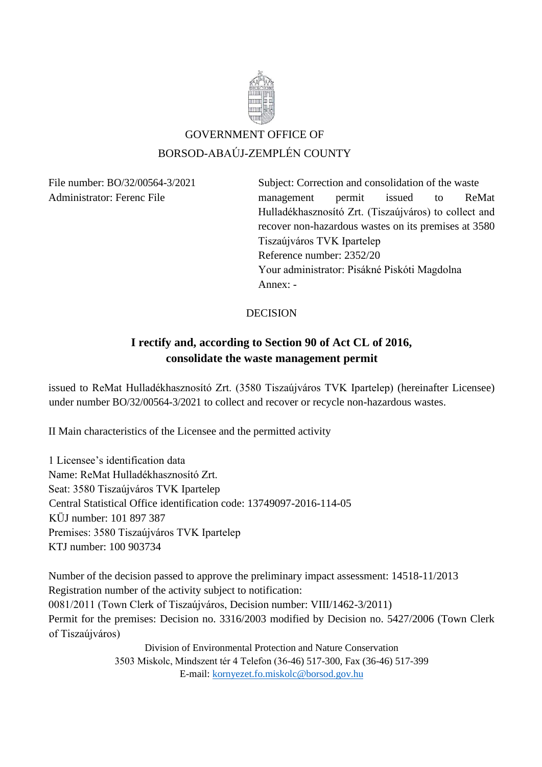GOVERNMENT OFFICE OF
BORSOD-ABAÚJ-ZEMPLÉN COUNTY

File number: BO/32/00564-3/2021
Administrator: Ferenc File

Subject: Correction and consolidation of the waste management permit issued to ReMat Hulladékhasznosító Zrt. (Tiszaújváros) to collect and recover non-hazardous wastes on its premises at 3580 Tiszaújváros TVK Ipartelep
Reference number: 2352/20
Your administrator: Pisákné Piskóti Magdolna
Annex: -

DECISION

**I rectify and, according to Section 90 of Act CL of 2016, consolidate the waste management permit**

issued to ReMat Hulladékhasznosító Zrt. (3580 Tiszaújváros TVK Ipartelep) (hereinafter Licensee) under number BO/32/00564-3/2021 to collect and recover or recycle non-hazardous wastes.

II Main characteristics of the Licensee and the permitted activity

1 Licensee's identification data
Name: ReMat Hulladékhasznosító Zrt.
Seat: 3580 Tiszaújváros TVK Ipartelep
Central Statistical Office identification code: 13749097-2016-114-05
KÜJ number: 101 897 387
Premises: 3580 Tiszaújváros TVK Ipartelep
KTJ number: 100 903734

Number of the decision passed to approve the preliminary impact assessment: 14518-11/2013
Registration number of the activity subject to notification:
0081/2011 (Town Clerk of Tiszaújváros, Decision number: VIII/1462-3/2011)
Permit for the premises: Decision no. 3316/2003 modified by Decision no. 5427/2006 (Town Clerk of Tiszaújváros)

Division of Environmental Protection and Nature Conservation
3503 Miskolc, Mindszent tér 4 Telefon (36-46) 517-300, Fax (36-46) 517-399
E-mail: kornyezet.fo.miskolc@borsod.gov.hu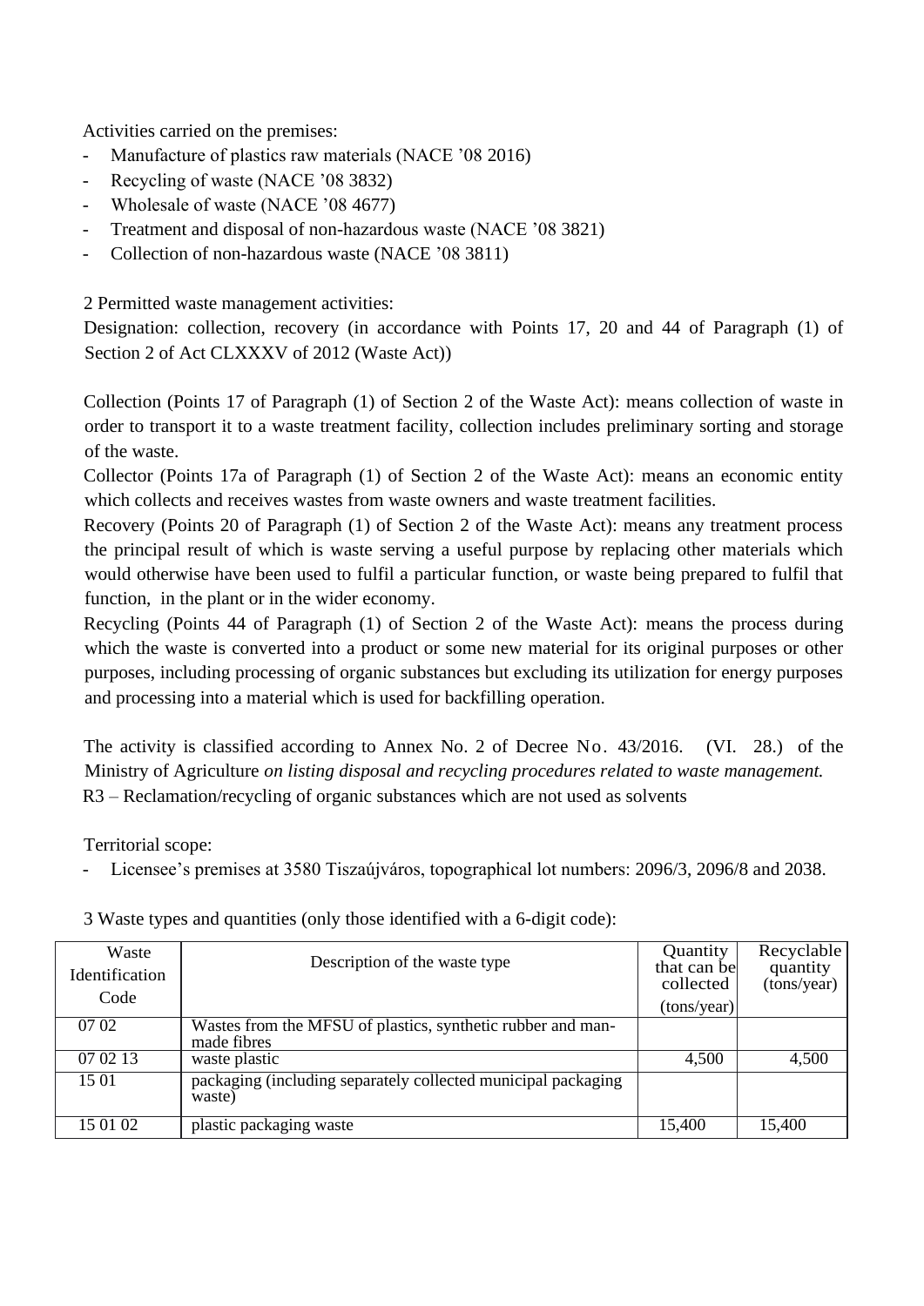Activities carried on the premises:

- Manufacture of plastics raw materials (NACE ’08 2016)
- Recycling of waste (NACE ’08 3832)
- Wholesale of waste (NACE ’08 4677)
- Treatment and disposal of non-hazardous waste (NACE ’08 3821)
- Collection of non-hazardous waste (NACE ’08 3811)

2 Permitted waste management activities:

Designation: collection, recovery (in accordance with Points 17, 20 and 44 of Paragraph (1) of Section 2 of Act CLXXXV of 2012 (Waste Act))

Collection (Points 17 of Paragraph (1) of Section 2 of the Waste Act): means collection of waste in order to transport it to a waste treatment facility, collection includes preliminary sorting and storage of the waste.

Collector (Points 17a of Paragraph (1) of Section 2 of the Waste Act): means an economic entity which collects and receives wastes from waste owners and waste treatment facilities.

Recovery (Points 20 of Paragraph (1) of Section 2 of the Waste Act): means any treatment process the principal result of which is waste serving a useful purpose by replacing other materials which would otherwise have been used to fulfil a particular function, or waste being prepared to fulfil that function, in the plant or in the wider economy.

Recycling (Points 44 of Paragraph (1) of Section 2 of the Waste Act): means the process during which the waste is converted into a product or some new material for its original purposes or other purposes, including processing of organic substances but excluding its utilization for energy purposes and processing into a material which is used for backfilling operation.

The activity is classified according to Annex No. 2 of Decree No. 43/2016. (VI. 28.) of the Ministry of Agriculture *on listing disposal and recycling procedures related to waste management.*
R3 – Reclamation/recycling of organic substances which are not used as solvents

Territorial scope:

- Licensee’s premises at 3580 Tiszaújváros, topographical lot numbers: 2096/3, 2096/8 and 2038.

3 Waste types and quantities (only those identified with a 6-digit code):

| Waste Identification Code | Description of the waste type | Quantity that can be collected (tons/year) | Recyclable quantity (tons/year) |
|---|---|---|---|
| 07 02 | Wastes from the MFSU of plastics, synthetic rubber and man-made fibres | | |
| 07 02 13 | waste plastic | 4,500 | 4,500 |
| 15 01 | packaging (including separately collected municipal packaging waste) | | |
| 15 01 02 | plastic packaging waste | 15,400 | 15,400 |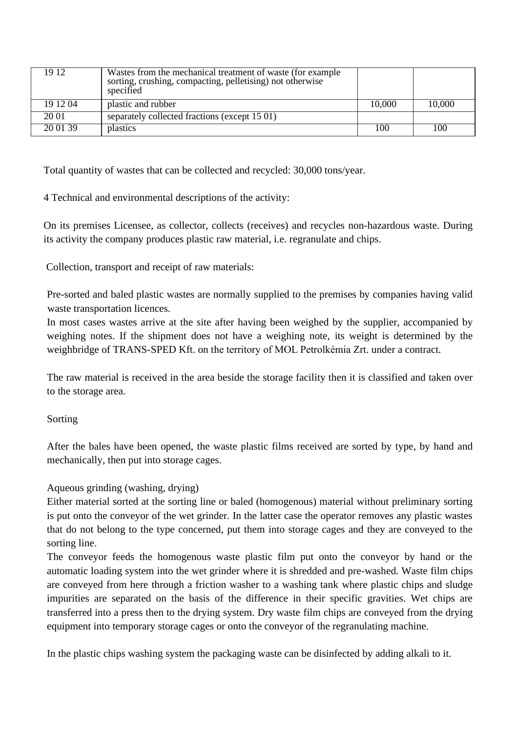| | | | |
|---|---|---|---|
| 19 12 | Wastes from the mechanical treatment of waste (for example sorting, crushing, compacting, pelletising) not otherwise specified | | |
| 19 12 04 | plastic and rubber | 10,000 | 10,000 |
| 20 01 | separately collected fractions (except 15 01) | | |
| 20 01 39 | plastics | 100 | 100 |

Total quantity of wastes that can be collected and recycled: 30,000 tons/year.

4 Technical and environmental descriptions of the activity:

On its premises Licensee, as collector, collects (receives) and recycles non-hazardous waste. During its activity the company produces plastic raw material, i.e. regranulate and chips.

Collection, transport and receipt of raw materials:

Pre-sorted and baled plastic wastes are normally supplied to the premises by companies having valid waste transportation licences.

In most cases wastes arrive at the site after having been weighed by the supplier, accompanied by weighing notes. If the shipment does not have a weighing note, its weight is determined by the weighbridge of TRANS-SPED Kft. on the territory of MOL Petrolkémia Zrt. under a contract.

The raw material is received in the area beside the storage facility then it is classified and taken over to the storage area.

Sorting

After the bales have been opened, the waste plastic films received are sorted by type, by hand and mechanically, then put into storage cages.

Aqueous grinding (washing, drying)

Either material sorted at the sorting line or baled (homogenous) material without preliminary sorting is put onto the conveyor of the wet grinder. In the latter case the operator removes any plastic wastes that do not belong to the type concerned, put them into storage cages and they are conveyed to the sorting line.

The conveyor feeds the homogenous waste plastic film put onto the conveyor by hand or the automatic loading system into the wet grinder where it is shredded and pre-washed. Waste film chips are conveyed from here through a friction washer to a washing tank where plastic chips and sludge impurities are separated on the basis of the difference in their specific gravities. Wet chips are transferred into a press then to the drying system. Dry waste film chips are conveyed from the drying equipment into temporary storage cages or onto the conveyor of the regranulating machine.

In the plastic chips washing system the packaging waste can be disinfected by adding alkali to it.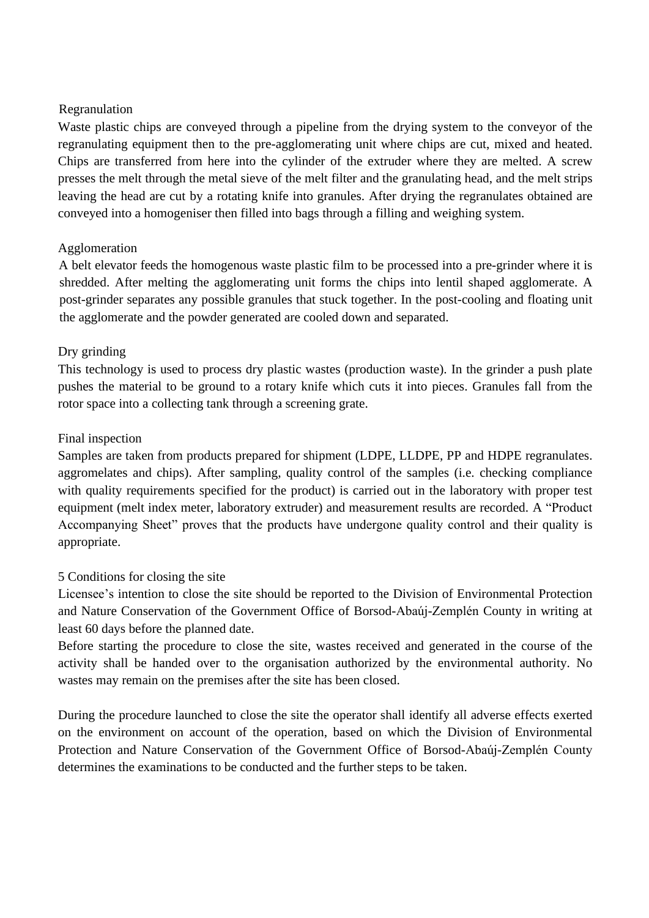Regranulation

Waste plastic chips are conveyed through a pipeline from the drying system to the conveyor of the regranulating equipment then to the pre-agglomerating unit where chips are cut, mixed and heated. Chips are transferred from here into the cylinder of the extruder where they are melted. A screw presses the melt through the metal sieve of the melt filter and the granulating head, and the melt strips leaving the head are cut by a rotating knife into granules. After drying the regranulates obtained are conveyed into a homogeniser then filled into bags through a filling and weighing system.

Agglomeration

A belt elevator feeds the homogenous waste plastic film to be processed into a pre-grinder where it is shredded. After melting the agglomerating unit forms the chips into lentil shaped agglomerate. A post-grinder separates any possible granules that stuck together. In the post-cooling and floating unit the agglomerate and the powder generated are cooled down and separated.

Dry grinding

This technology is used to process dry plastic wastes (production waste). In the grinder a push plate pushes the material to be ground to a rotary knife which cuts it into pieces. Granules fall from the rotor space into a collecting tank through a screening grate.

Final inspection

Samples are taken from products prepared for shipment (LDPE, LLDPE, PP and HDPE regranulates. aggromelates and chips). After sampling, quality control of the samples (i.e. checking compliance with quality requirements specified for the product) is carried out in the laboratory with proper test equipment (melt index meter, laboratory extruder) and measurement results are recorded. A "Product Accompanying Sheet" proves that the products have undergone quality control and their quality is appropriate.

5 Conditions for closing the site

Licensee's intention to close the site should be reported to the Division of Environmental Protection and Nature Conservation of the Government Office of Borsod-Abaúj-Zemplén County in writing at least 60 days before the planned date.

Before starting the procedure to close the site, wastes received and generated in the course of the activity shall be handed over to the organisation authorized by the environmental authority. No wastes may remain on the premises after the site has been closed.

During the procedure launched to close the site the operator shall identify all adverse effects exerted on the environment on account of the operation, based on which the Division of Environmental Protection and Nature Conservation of the Government Office of Borsod-Abaúj-Zemplén County determines the examinations to be conducted and the further steps to be taken.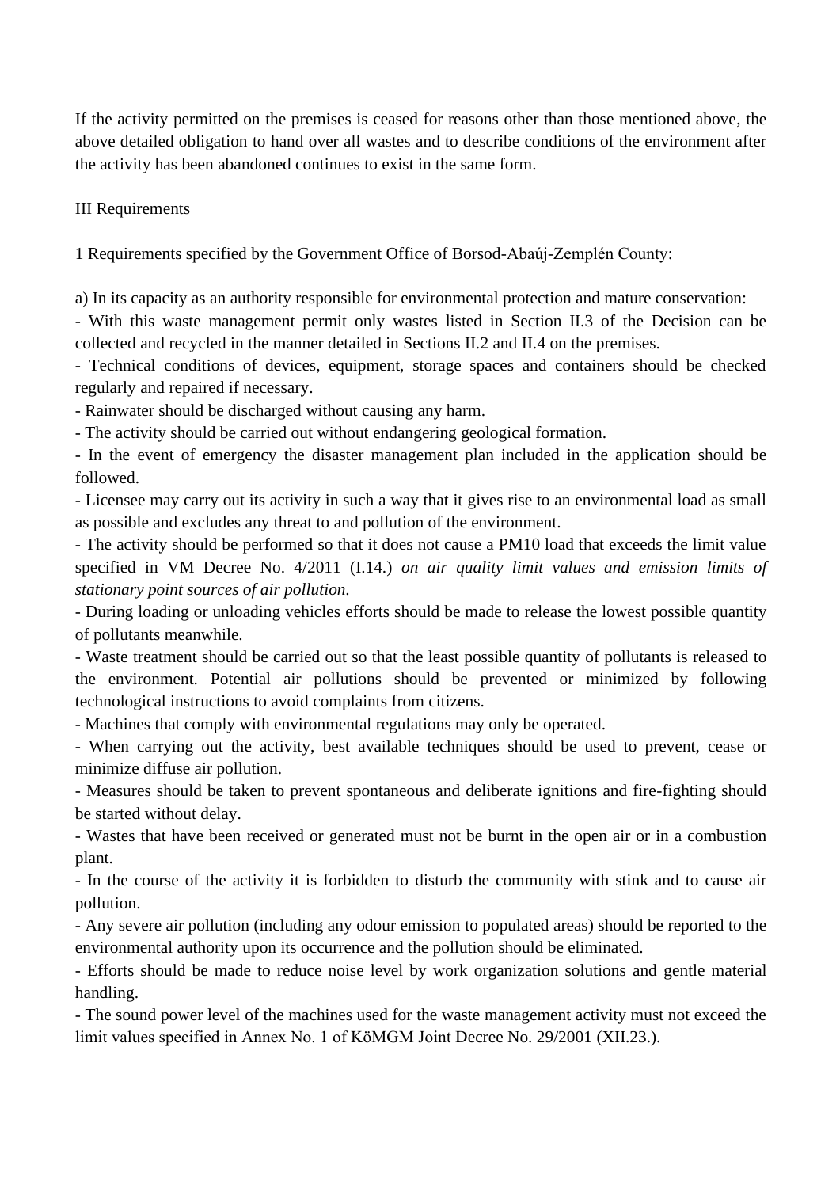If the activity permitted on the premises is ceased for reasons other than those mentioned above, the above detailed obligation to hand over all wastes and to describe conditions of the environment after the activity has been abandoned continues to exist in the same form.

III Requirements

1 Requirements specified by the Government Office of Borsod-Abaúj-Zemplén County:

a) In its capacity as an authority responsible for environmental protection and mature conservation:

- With this waste management permit only wastes listed in Section II.3 of the Decision can be collected and recycled in the manner detailed in Sections II.2 and II.4 on the premises.
- Technical conditions of devices, equipment, storage spaces and containers should be checked regularly and repaired if necessary.
- Rainwater should be discharged without causing any harm.
- The activity should be carried out without endangering geological formation.
- In the event of emergency the disaster management plan included in the application should be followed.
- Licensee may carry out its activity in such a way that it gives rise to an environmental load as small as possible and excludes any threat to and pollution of the environment.
- The activity should be performed so that it does not cause a PM10 load that exceeds the limit value specified in VM Decree No. 4/2011 (I.14.) *on air quality limit values and emission limits of stationary point sources of air pollution.*
- During loading or unloading vehicles efforts should be made to release the lowest possible quantity of pollutants meanwhile.
- Waste treatment should be carried out so that the least possible quantity of pollutants is released to the environment. Potential air pollutions should be prevented or minimized by following technological instructions to avoid complaints from citizens.
- Machines that comply with environmental regulations may only be operated.
- When carrying out the activity, best available techniques should be used to prevent, cease or minimize diffuse air pollution.
- Measures should be taken to prevent spontaneous and deliberate ignitions and fire-fighting should be started without delay.
- Wastes that have been received or generated must not be burnt in the open air or in a combustion plant.
- In the course of the activity it is forbidden to disturb the community with stink and to cause air pollution.
- Any severe air pollution (including any odour emission to populated areas) should be reported to the environmental authority upon its occurrence and the pollution should be eliminated.
- Efforts should be made to reduce noise level by work organization solutions and gentle material handling.
- The sound power level of the machines used for the waste management activity must not exceed the limit values specified in Annex No. 1 of KöMGM Joint Decree No. 29/2001 (XII.23.).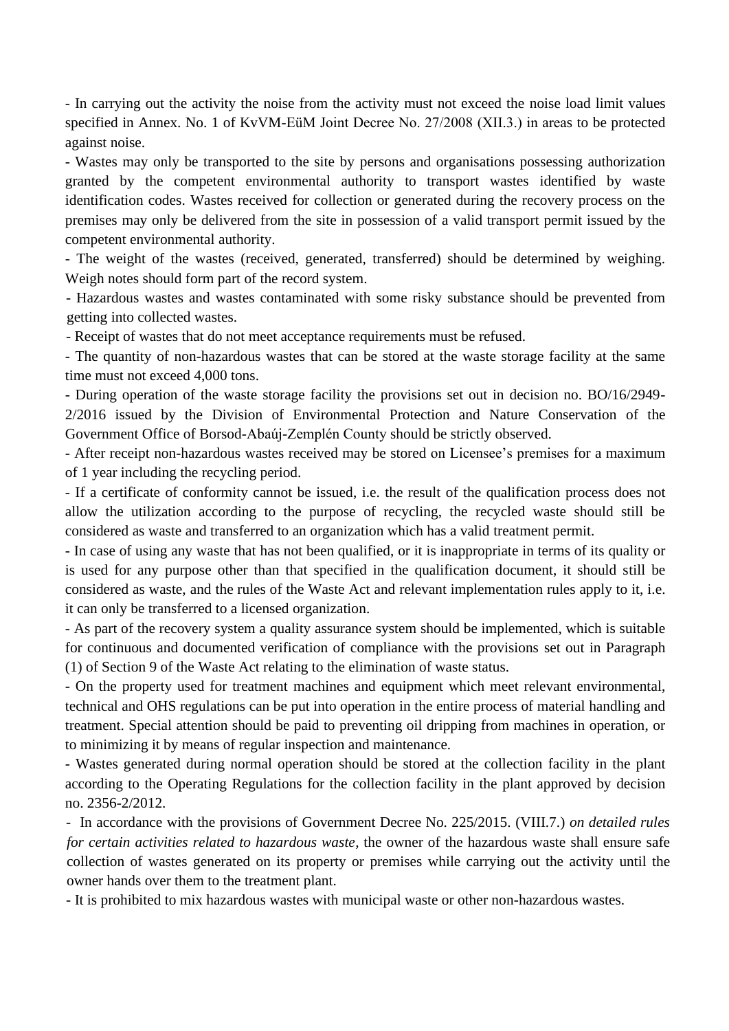- In carrying out the activity the noise from the activity must not exceed the noise load limit values specified in Annex. No. 1 of KvVM-EüM Joint Decree No. 27/2008 (XII.3.) in areas to be protected against noise.

- Wastes may only be transported to the site by persons and organisations possessing authorization granted by the competent environmental authority to transport wastes identified by waste identification codes. Wastes received for collection or generated during the recovery process on the premises may only be delivered from the site in possession of a valid transport permit issued by the competent environmental authority.

- The weight of the wastes (received, generated, transferred) should be determined by weighing. Weigh notes should form part of the record system.

- Hazardous wastes and wastes contaminated with some risky substance should be prevented from getting into collected wastes.

- Receipt of wastes that do not meet acceptance requirements must be refused.

- The quantity of non-hazardous wastes that can be stored at the waste storage facility at the same time must not exceed 4,000 tons.

- During operation of the waste storage facility the provisions set out in decision no. BO/16/2949-2/2016 issued by the Division of Environmental Protection and Nature Conservation of the Government Office of Borsod-Abaúj-Zemplén County should be strictly observed.

- After receipt non-hazardous wastes received may be stored on Licensee's premises for a maximum of 1 year including the recycling period.

- If a certificate of conformity cannot be issued, i.e. the result of the qualification process does not allow the utilization according to the purpose of recycling, the recycled waste should still be considered as waste and transferred to an organization which has a valid treatment permit.

- In case of using any waste that has not been qualified, or it is inappropriate in terms of its quality or is used for any purpose other than that specified in the qualification document, it should still be considered as waste, and the rules of the Waste Act and relevant implementation rules apply to it, i.e. it can only be transferred to a licensed organization.

- As part of the recovery system a quality assurance system should be implemented, which is suitable for continuous and documented verification of compliance with the provisions set out in Paragraph (1) of Section 9 of the Waste Act relating to the elimination of waste status.

- On the property used for treatment machines and equipment which meet relevant environmental, technical and OHS regulations can be put into operation in the entire process of material handling and treatment. Special attention should be paid to preventing oil dripping from machines in operation, or to minimizing it by means of regular inspection and maintenance.

- Wastes generated during normal operation should be stored at the collection facility in the plant according to the Operating Regulations for the collection facility in the plant approved by decision no. 2356-2/2012.

- In accordance with the provisions of Government Decree No. 225/2015. (VIII.7.) *on detailed rules for certain activities related to hazardous waste*, the owner of the hazardous waste shall ensure safe collection of wastes generated on its property or premises while carrying out the activity until the owner hands over them to the treatment plant.

- It is prohibited to mix hazardous wastes with municipal waste or other non-hazardous wastes.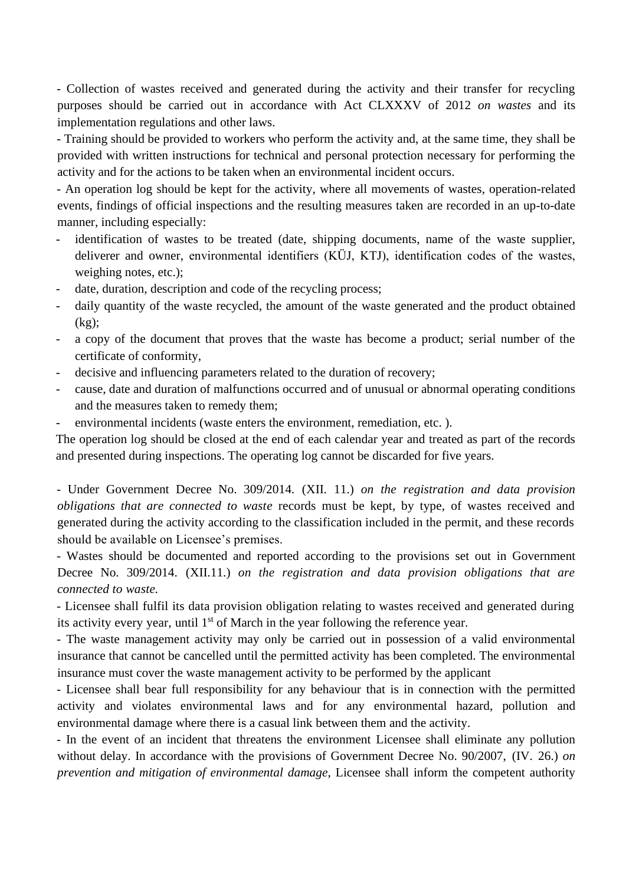- Collection of wastes received and generated during the activity and their transfer for recycling purposes should be carried out in accordance with Act CLXXXV of 2012 *on wastes* and its implementation regulations and other laws.

- Training should be provided to workers who perform the activity and, at the same time, they shall be provided with written instructions for technical and personal protection necessary for performing the activity and for the actions to be taken when an environmental incident occurs.

- An operation log should be kept for the activity, where all movements of wastes, operation-related events, findings of official inspections and the resulting measures taken are recorded in an up-to-date manner, including especially:

  - identification of wastes to be treated (date, shipping documents, name of the waste supplier, deliverer and owner, environmental identifiers (KÜJ, KTJ), identification codes of the wastes, weighing notes, etc.);
  - date, duration, description and code of the recycling process;
  - daily quantity of the waste recycled, the amount of the waste generated and the product obtained (kg);
  - a copy of the document that proves that the waste has become a product; serial number of the certificate of conformity,
  - decisive and influencing parameters related to the duration of recovery;
  - cause, date and duration of malfunctions occurred and of unusual or abnormal operating conditions and the measures taken to remedy them;
  - environmental incidents (waste enters the environment, remediation, etc. ).

The operation log should be closed at the end of each calendar year and treated as part of the records and presented during inspections. The operating log cannot be discarded for five years.

- Under Government Decree No. 309/2014. (XII. 11.) *on the registration and data provision obligations that are connected to waste* records must be kept, by type, of wastes received and generated during the activity according to the classification included in the permit, and these records should be available on Licensee's premises.

- Wastes should be documented and reported according to the provisions set out in Government Decree No. 309/2014. (XII.11.) *on the registration and data provision obligations that are connected to waste.*

- Licensee shall fulfil its data provision obligation relating to wastes received and generated during its activity every year, until 1st of March in the year following the reference year.

- The waste management activity may only be carried out in possession of a valid environmental insurance that cannot be cancelled until the permitted activity has been completed. The environmental insurance must cover the waste management activity to be performed by the applicant

- Licensee shall bear full responsibility for any behaviour that is in connection with the permitted activity and violates environmental laws and for any environmental hazard, pollution and environmental damage where there is a casual link between them and the activity.

- In the event of an incident that threatens the environment Licensee shall eliminate any pollution without delay. In accordance with the provisions of Government Decree No. 90/2007, (IV. 26.) *on prevention and mitigation of environmental damage*, Licensee shall inform the competent authority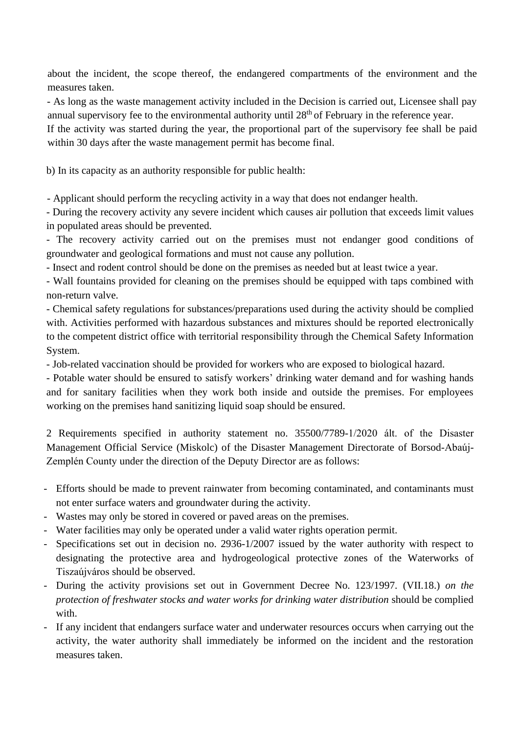about the incident, the scope thereof, the endangered compartments of the environment and the measures taken.

- As long as the waste management activity included in the Decision is carried out, Licensee shall pay annual supervisory fee to the environmental authority until 28th of February in the reference year.

If the activity was started during the year, the proportional part of the supervisory fee shall be paid within 30 days after the waste management permit has become final.

b) In its capacity as an authority responsible for public health:

- Applicant should perform the recycling activity in a way that does not endanger health.
- During the recovery activity any severe incident which causes air pollution that exceeds limit values in populated areas should be prevented.
- The recovery activity carried out on the premises must not endanger good conditions of groundwater and geological formations and must not cause any pollution.
- Insect and rodent control should be done on the premises as needed but at least twice a year.
- Wall fountains provided for cleaning on the premises should be equipped with taps combined with non-return valve.
- Chemical safety regulations for substances/preparations used during the activity should be complied with. Activities performed with hazardous substances and mixtures should be reported electronically to the competent district office with territorial responsibility through the Chemical Safety Information System.
- Job-related vaccination should be provided for workers who are exposed to biological hazard.
- Potable water should be ensured to satisfy workers' drinking water demand and for washing hands and for sanitary facilities when they work both inside and outside the premises. For employees working on the premises hand sanitizing liquid soap should be ensured.

2 Requirements specified in authority statement no. 35500/7789-1/2020 ált. of the Disaster Management Official Service (Miskolc) of the Disaster Management Directorate of Borsod-Abaúj-Zemplén County under the direction of the Deputy Director are as follows:

- Efforts should be made to prevent rainwater from becoming contaminated, and contaminants must not enter surface waters and groundwater during the activity.
- Wastes may only be stored in covered or paved areas on the premises.
- Water facilities may only be operated under a valid water rights operation permit.
- Specifications set out in decision no. 2936-1/2007 issued by the water authority with respect to designating the protective area and hydrogeological protective zones of the Waterworks of Tiszaújváros should be observed.
- During the activity provisions set out in Government Decree No. 123/1997. (VII.18.) *on the protection of freshwater stocks and water works for drinking water distribution* should be complied with.
- If any incident that endangers surface water and underwater resources occurs when carrying out the activity, the water authority shall immediately be informed on the incident and the restoration measures taken.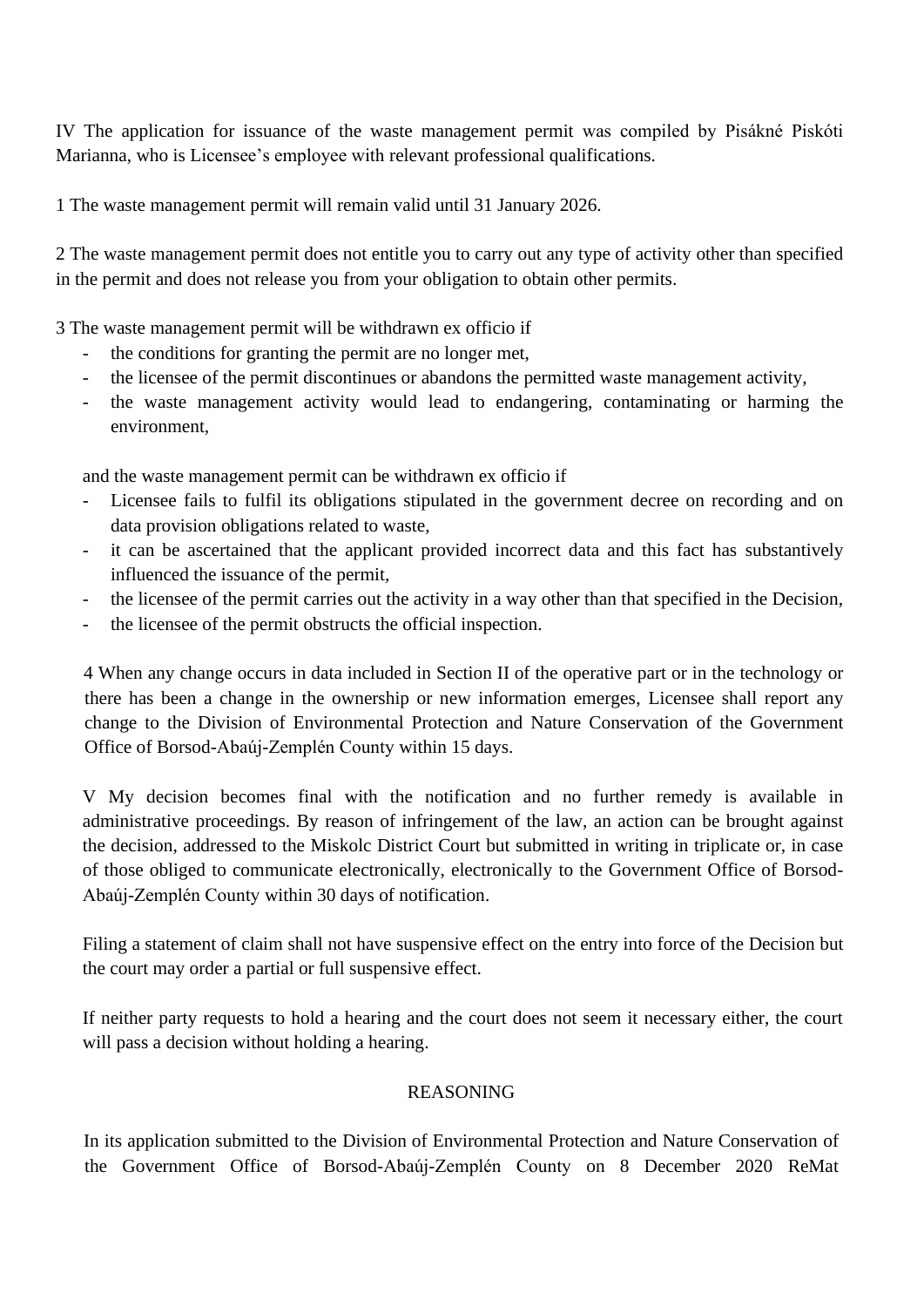IV The application for issuance of the waste management permit was compiled by Pisákné Piskóti Marianna, who is Licensee's employee with relevant professional qualifications.

1 The waste management permit will remain valid until 31 January 2026.

2 The waste management permit does not entitle you to carry out any type of activity other than specified in the permit and does not release you from your obligation to obtain other permits.

3 The waste management permit will be withdrawn ex officio if

- the conditions for granting the permit are no longer met,
- the licensee of the permit discontinues or abandons the permitted waste management activity,
- the waste management activity would lead to endangering, contaminating or harming the environment,

and the waste management permit can be withdrawn ex officio if

- Licensee fails to fulfil its obligations stipulated in the government decree on recording and on data provision obligations related to waste,
- it can be ascertained that the applicant provided incorrect data and this fact has substantively influenced the issuance of the permit,
- the licensee of the permit carries out the activity in a way other than that specified in the Decision,
- the licensee of the permit obstructs the official inspection.

4 When any change occurs in data included in Section II of the operative part or in the technology or there has been a change in the ownership or new information emerges, Licensee shall report any change to the Division of Environmental Protection and Nature Conservation of the Government Office of Borsod-Abaúj-Zemplén County within 15 days.

V My decision becomes final with the notification and no further remedy is available in administrative proceedings. By reason of infringement of the law, an action can be brought against the decision, addressed to the Miskolc District Court but submitted in writing in triplicate or, in case of those obliged to communicate electronically, electronically to the Government Office of Borsod-Abaúj-Zemplén County within 30 days of notification.

Filing a statement of claim shall not have suspensive effect on the entry into force of the Decision but the court may order a partial or full suspensive effect.

If neither party requests to hold a hearing and the court does not seem it necessary either, the court will pass a decision without holding a hearing.

## REASONING

In its application submitted to the Division of Environmental Protection and Nature Conservation of the Government Office of Borsod-Abaúj-Zemplén County on 8 December 2020 ReMat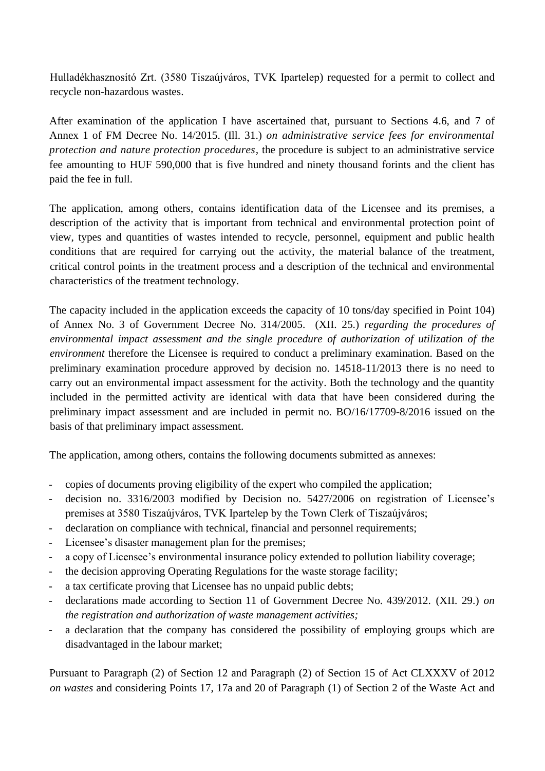Hulladékhasznosító Zrt. (3580 Tiszaújváros, TVK Iparteleр) requested for a permit to collect and recycle non-hazardous wastes.

After examination of the application I have ascertained that, pursuant to Sections 4.6, and 7 of Annex 1 of FM Decree No. 14/2015. (Ill. 31.) *on administrative service fees for environmental protection and nature protection procedures*, the procedure is subject to an administrative service fee amounting to HUF 590,000 that is five hundred and ninety thousand forints and the client has paid the fee in full.

The application, among others, contains identification data of the Licensee and its premises, a description of the activity that is important from technical and environmental protection point of view, types and quantities of wastes intended to recycle, personnel, equipment and public health conditions that are required for carrying out the activity, the material balance of the treatment, critical control points in the treatment process and a description of the technical and environmental characteristics of the treatment technology.

The capacity included in the application exceeds the capacity of 10 tons/day specified in Point 104) of Annex No. 3 of Government Decree No. 314/2005. (XII. 25.) *regarding the procedures of environmental impact assessment and the single procedure of authorization of utilization of the environment* therefore the Licensee is required to conduct a preliminary examination. Based on the preliminary examination procedure approved by decision no. 14518-11/2013 there is no need to carry out an environmental impact assessment for the activity. Both the technology and the quantity included in the permitted activity are identical with data that have been considered during the preliminary impact assessment and are included in permit no. BO/16/17709-8/2016 issued on the basis of that preliminary impact assessment.

The application, among others, contains the following documents submitted as annexes:

- copies of documents proving eligibility of the expert who compiled the application;
- decision no. 3316/2003 modified by Decision no. 5427/2006 on registration of Licensee's premises at 3580 Tiszaújváros, TVK Iparteleр by the Town Clerk of Tiszaújváros;
- declaration on compliance with technical, financial and personnel requirements;
- Licensee's disaster management plan for the premises;
- a copy of Licensee's environmental insurance policy extended to pollution liability coverage;
- the decision approving Operating Regulations for the waste storage facility;
- a tax certificate proving that Licensee has no unpaid public debts;
- declarations made according to Section 11 of Government Decree No. 439/2012. (XII. 29.) *on the registration and authorization of waste management activities;*
- a declaration that the company has considered the possibility of employing groups which are disadvantaged in the labour market;

Pursuant to Paragraph (2) of Section 12 and Paragraph (2) of Section 15 of Act CLXXXV of 2012 *on wastes* and considering Points 17, 17a and 20 of Paragraph (1) of Section 2 of the Waste Act and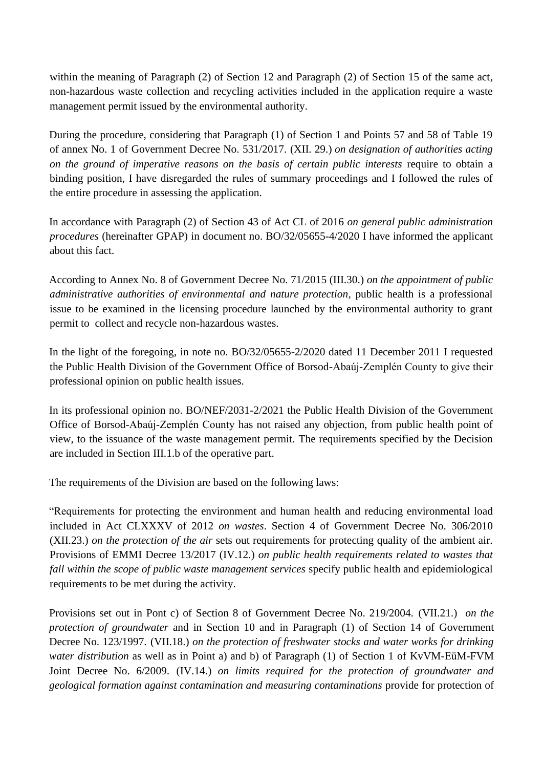within the meaning of Paragraph (2) of Section 12 and Paragraph (2) of Section 15 of the same act, non-hazardous waste collection and recycling activities included in the application require a waste management permit issued by the environmental authority.

During the procedure, considering that Paragraph (1) of Section 1 and Points 57 and 58 of Table 19 of annex No. 1 of Government Decree No. 531/2017. (XII. 29.) *on designation of authorities acting on the ground of imperative reasons on the basis of certain public interests* require to obtain a binding position, I have disregarded the rules of summary proceedings and I followed the rules of the entire procedure in assessing the application.

In accordance with Paragraph (2) of Section 43 of Act CL of 2016 *on general public administration procedures* (hereinafter GPAP) in document no. BO/32/05655-4/2020 I have informed the applicant about this fact.

According to Annex No. 8 of Government Decree No. 71/2015 (III.30.) *on the appointment of public administrative authorities of environmental and nature protection*, public health is a professional issue to be examined in the licensing procedure launched by the environmental authority to grant permit to collect and recycle non-hazardous wastes.

In the light of the foregoing, in note no. BO/32/05655-2/2020 dated 11 December 2011 I requested the Public Health Division of the Government Office of Borsod-Abaúj-Zemplén County to give their professional opinion on public health issues.

In its professional opinion no. BO/NEF/2031-2/2021 the Public Health Division of the Government Office of Borsod-Abaúj-Zemplén County has not raised any objection, from public health point of view, to the issuance of the waste management permit. The requirements specified by the Decision are included in Section III.1.b of the operative part.

The requirements of the Division are based on the following laws:

"Requirements for protecting the environment and human health and reducing environmental load included in Act CLXXXV of 2012 *on wastes*. Section 4 of Government Decree No. 306/2010 (XII.23.) *on the protection of the air* sets out requirements for protecting quality of the ambient air. Provisions of EMMI Decree 13/2017 (IV.12.) *on public health requirements related to wastes that fall within the scope of public waste management services* specify public health and epidemiological requirements to be met during the activity.

Provisions set out in Pont c) of Section 8 of Government Decree No. 219/2004. (VII.21.) *on the protection of groundwater* and in Section 10 and in Paragraph (1) of Section 14 of Government Decree No. 123/1997. (VII.18.) *on the protection of freshwater stocks and water works for drinking water distribution* as well as in Point a) and b) of Paragraph (1) of Section 1 of KvVM-EüM-FVM Joint Decree No. 6/2009. (IV.14.) *on limits required for the protection of groundwater and geological formation against contamination and measuring contaminations* provide for protection of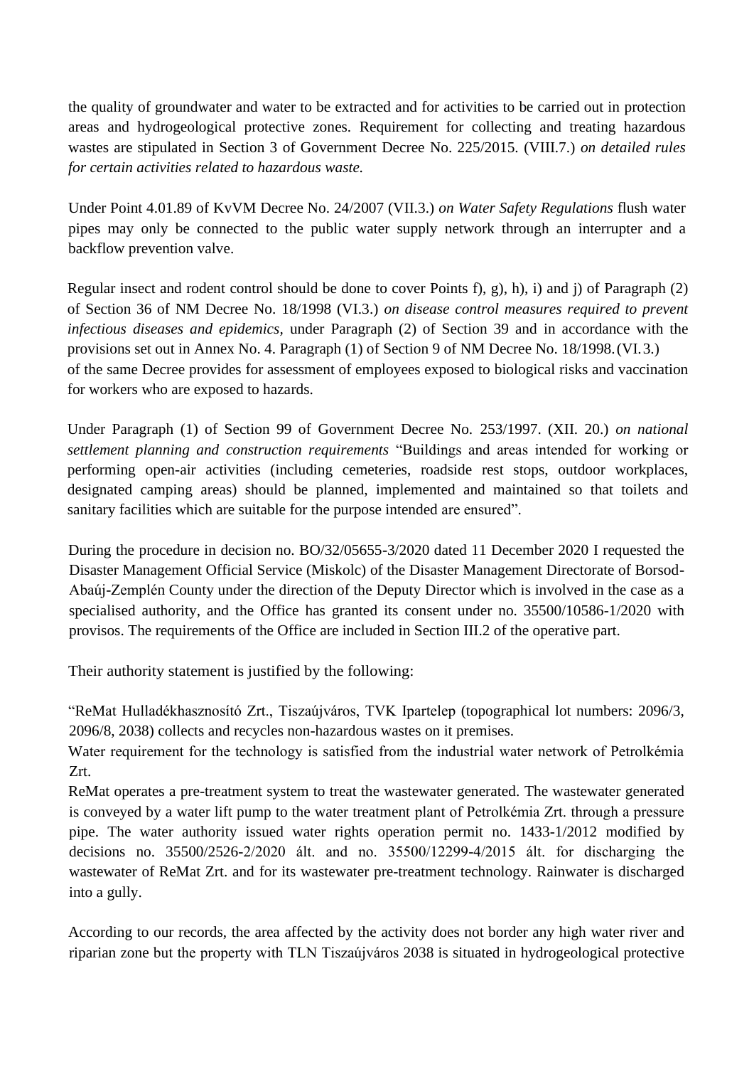the quality of groundwater and water to be extracted and for activities to be carried out in protection areas and hydrogeological protective zones. Requirement for collecting and treating hazardous wastes are stipulated in Section 3 of Government Decree No. 225/2015. (VIII.7.) *on detailed rules for certain activities related to hazardous waste.*

Under Point 4.01.89 of KvVM Decree No. 24/2007 (VII.3.) *on Water Safety Regulations* flush water pipes may only be connected to the public water supply network through an interrupter and a backflow prevention valve.

Regular insect and rodent control should be done to cover Points f), g), h), i) and j) of Paragraph (2) of Section 36 of NM Decree No. 18/1998 (VI.3.) *on disease control measures required to prevent infectious diseases and epidemics*, under Paragraph (2) of Section 39 and in accordance with the provisions set out in Annex No. 4. Paragraph (1) of Section 9 of NM Decree No. 18/1998.(VI.3.) of the same Decree provides for assessment of employees exposed to biological risks and vaccination for workers who are exposed to hazards.

Under Paragraph (1) of Section 99 of Government Decree No. 253/1997. (XII. 20.) *on national settlement planning and construction requirements* "Buildings and areas intended for working or performing open-air activities (including cemeteries, roadside rest stops, outdoor workplaces, designated camping areas) should be planned, implemented and maintained so that toilets and sanitary facilities which are suitable for the purpose intended are ensured".

During the procedure in decision no. BO/32/05655-3/2020 dated 11 December 2020 I requested the Disaster Management Official Service (Miskolc) of the Disaster Management Directorate of Borsod-Abaúj-Zemplén County under the direction of the Deputy Director which is involved in the case as a specialised authority, and the Office has granted its consent under no. 35500/10586-1/2020 with provisos. The requirements of the Office are included in Section III.2 of the operative part.

Their authority statement is justified by the following:

"ReMat Hulladékhasznosító Zrt., Tiszaújváros, TVK Ipartelep (topographical lot numbers: 2096/3, 2096/8, 2038) collects and recycles non-hazardous wastes on it premises.
Water requirement for the technology is satisfied from the industrial water network of Petrolkémia Zrt.
ReMat operates a pre-treatment system to treat the wastewater generated. The wastewater generated is conveyed by a water lift pump to the water treatment plant of Petrolkémia Zrt. through a pressure pipe. The water authority issued water rights operation permit no. 1433-1/2012 modified by decisions no. 35500/2526-2/2020 ált. and no. 35500/12299-4/2015 ált. for discharging the wastewater of ReMat Zrt. and for its wastewater pre-treatment technology. Rainwater is discharged into a gully.

According to our records, the area affected by the activity does not border any high water river and riparian zone but the property with TLN Tiszaújváros 2038 is situated in hydrogeological protective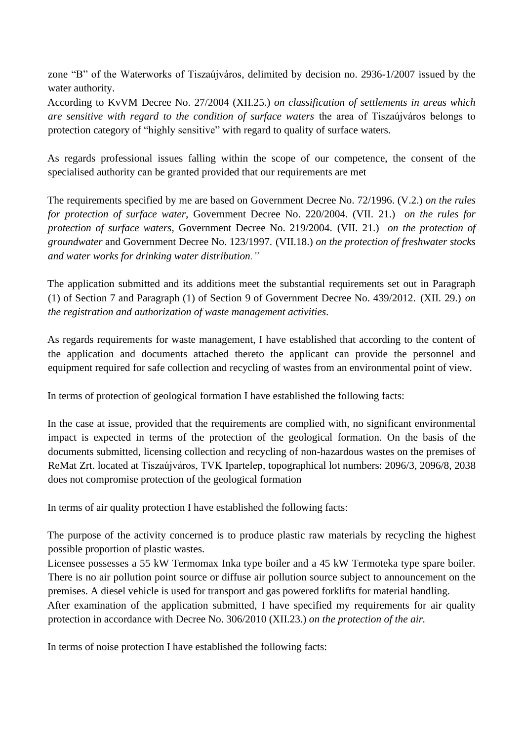zone "B" of the Waterworks of Tiszaújváros, delimited by decision no. 2936-1/2007 issued by the water authority.
According to KvVM Decree No. 27/2004 (XII.25.) *on classification of settlements in areas which are sensitive with regard to the condition of surface waters* the area of Tiszaújváros belongs to protection category of "highly sensitive" with regard to quality of surface waters.

As regards professional issues falling within the scope of our competence, the consent of the specialised authority can be granted provided that our requirements are met

The requirements specified by me are based on Government Decree No. 72/1996. (V.2.) *on the rules for protection of surface water,* Government Decree No. 220/2004. (VII. 21.) *on the rules for protection of surface waters,* Government Decree No. 219/2004. (VII. 21.) *on the protection of groundwater* and Government Decree No. 123/1997. (VII.18.) *on the protection of freshwater stocks and water works for drinking water distribution."*

The application submitted and its additions meet the substantial requirements set out in Paragraph (1) of Section 7 and Paragraph (1) of Section 9 of Government Decree No. 439/2012. (XII. 29.) *on the registration and authorization of waste management activities.*

As regards requirements for waste management, I have established that according to the content of the application and documents attached thereto the applicant can provide the personnel and equipment required for safe collection and recycling of wastes from an environmental point of view.

In terms of protection of geological formation I have established the following facts:

In the case at issue, provided that the requirements are complied with, no significant environmental impact is expected in terms of the protection of the geological formation. On the basis of the documents submitted, licensing collection and recycling of non-hazardous wastes on the premises of ReMat Zrt. located at Tiszaújváros, TVK Ipartelep, topographical lot numbers: 2096/3, 2096/8, 2038 does not compromise protection of the geological formation

In terms of air quality protection I have established the following facts:

The purpose of the activity concerned is to produce plastic raw materials by recycling the highest possible proportion of plastic wastes.
Licensee possesses a 55 kW Termomax Inka type boiler and a 45 kW Termoteka type spare boiler. There is no air pollution point source or diffuse air pollution source subject to announcement on the premises. A diesel vehicle is used for transport and gas powered forklifts for material handling.
After examination of the application submitted, I have specified my requirements for air quality protection in accordance with Decree No. 306/2010 (XII.23.) *on the protection of the air.*

In terms of noise protection I have established the following facts: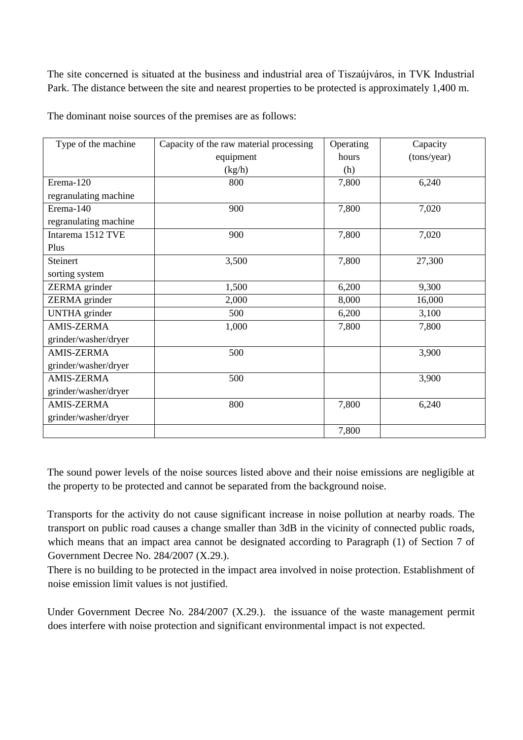The site concerned is situated at the business and industrial area of Tiszaújváros, in TVK Industrial Park. The distance between the site and nearest properties to be protected is approximately 1,400 m.

The dominant noise sources of the premises are as follows:

| Type of the machine | Capacity of the raw material processing equipment (kg/h) | Operating hours (h) | Capacity (tons/year) |
|---|---|---|---|
| Erema-120 regranulating machine | 800 | 7,800 | 6,240 |
| Erema-140 regranulating machine | 900 | 7,800 | 7,020 |
| Intarema 1512 TVE Plus | 900 | 7,800 | 7,020 |
| Steinert sorting system | 3,500 | 7,800 | 27,300 |
| ZERMA grinder | 1,500 | 6,200 | 9,300 |
| ZERMA grinder | 2,000 | 8,000 | 16,000 |
| UNTHA grinder | 500 | 6,200 | 3,100 |
| AMIS-ZERMA grinder/washer/dryer | 1,000 | 7,800 | 7,800 |
| AMIS-ZERMA grinder/washer/dryer | 500 | | 3,900 |
| AMIS-ZERMA grinder/washer/dryer | 500 | | 3,900 |
| AMIS-ZERMA grinder/washer/dryer | 800 | 7,800 | 6,240 |
| | | 7,800 | |

The sound power levels of the noise sources listed above and their noise emissions are negligible at the property to be protected and cannot be separated from the background noise.

Transports for the activity do not cause significant increase in noise pollution at nearby roads. The transport on public road causes a change smaller than 3dB in the vicinity of connected public roads, which means that an impact area cannot be designated according to Paragraph (1) of Section 7 of Government Decree No. 284/2007 (X.29.).
There is no building to be protected in the impact area involved in noise protection. Establishment of noise emission limit values is not justified.

Under Government Decree No. 284/2007 (X.29.). the issuance of the waste management permit does interfere with noise protection and significant environmental impact is not expected.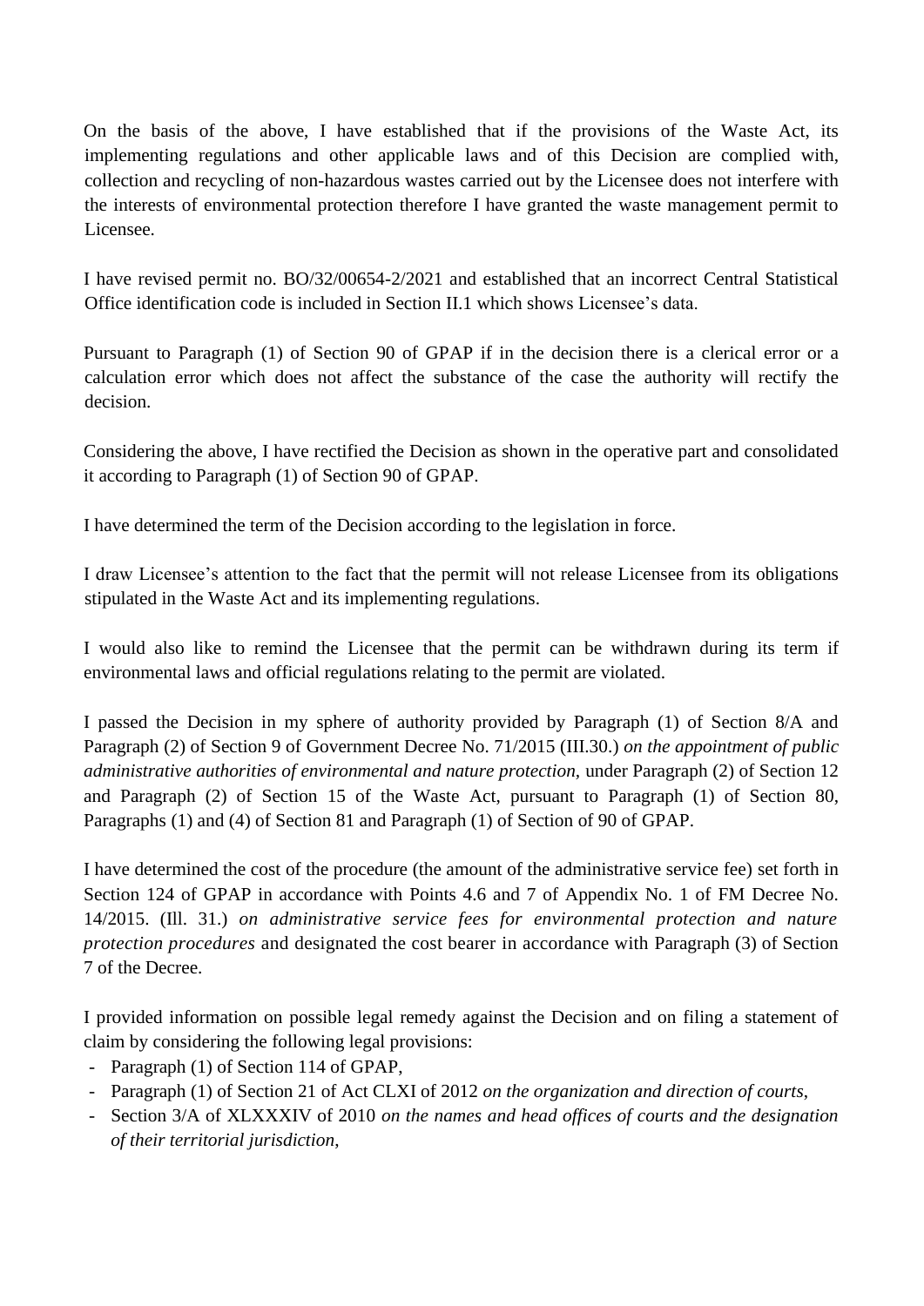On the basis of the above, I have established that if the provisions of the Waste Act, its implementing regulations and other applicable laws and of this Decision are complied with, collection and recycling of non-hazardous wastes carried out by the Licensee does not interfere with the interests of environmental protection therefore I have granted the waste management permit to Licensee.

I have revised permit no. BO/32/00654-2/2021 and established that an incorrect Central Statistical Office identification code is included in Section II.1 which shows Licensee's data.

Pursuant to Paragraph (1) of Section 90 of GPAP if in the decision there is a clerical error or a calculation error which does not affect the substance of the case the authority will rectify the decision.

Considering the above, I have rectified the Decision as shown in the operative part and consolidated it according to Paragraph (1) of Section 90 of GPAP.

I have determined the term of the Decision according to the legislation in force.

I draw Licensee's attention to the fact that the permit will not release Licensee from its obligations stipulated in the Waste Act and its implementing regulations.

I would also like to remind the Licensee that the permit can be withdrawn during its term if environmental laws and official regulations relating to the permit are violated.

I passed the Decision in my sphere of authority provided by Paragraph (1) of Section 8/A and Paragraph (2) of Section 9 of Government Decree No. 71/2015 (III.30.) *on the appointment of public administrative authorities of environmental and nature protection*, under Paragraph (2) of Section 12 and Paragraph (2) of Section 15 of the Waste Act, pursuant to Paragraph (1) of Section 80, Paragraphs (1) and (4) of Section 81 and Paragraph (1) of Section of 90 of GPAP.

I have determined the cost of the procedure (the amount of the administrative service fee) set forth in Section 124 of GPAP in accordance with Points 4.6 and 7 of Appendix No. 1 of FM Decree No. 14/2015. (Ill. 31.) *on administrative service fees for environmental protection and nature protection procedures* and designated the cost bearer in accordance with Paragraph (3) of Section 7 of the Decree.

I provided information on possible legal remedy against the Decision and on filing a statement of claim by considering the following legal provisions:

- Paragraph (1) of Section 114 of GPAP,
- Paragraph (1) of Section 21 of Act CLXI of 2012 *on the organization and direction of courts*,
- Section 3/A of XLXXXIV of 2010 *on the names and head offices of courts and the designation of their territorial jurisdiction*,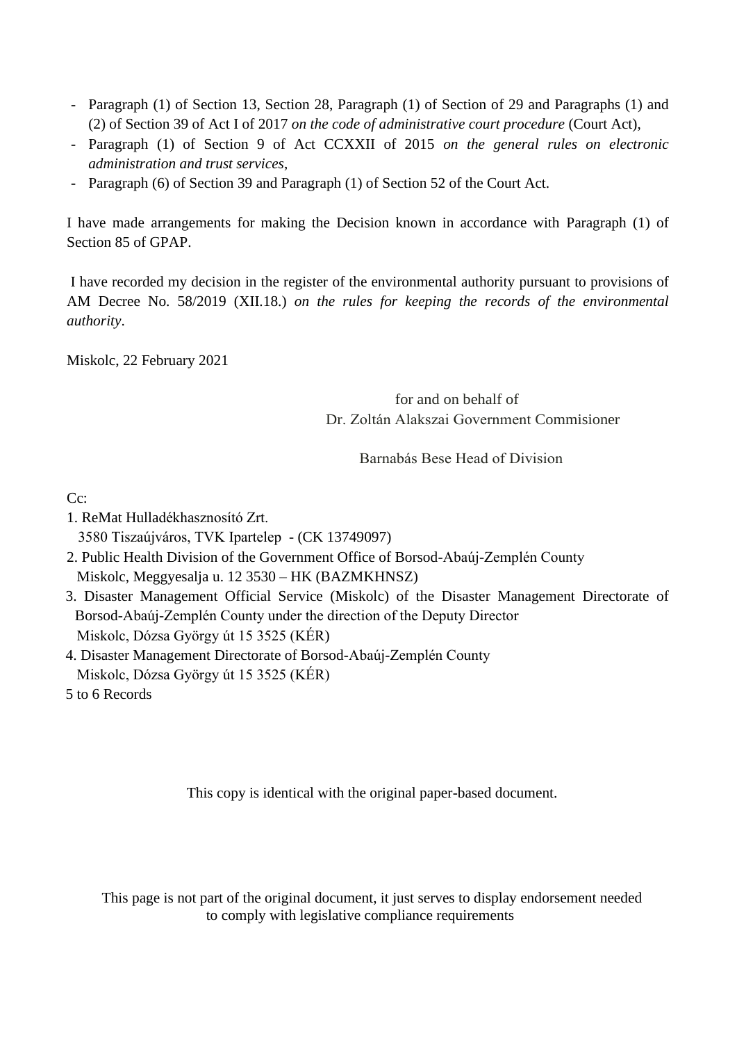- Paragraph (1) of Section 13, Section 28, Paragraph (1) of Section of 29 and Paragraphs (1) and (2) of Section 39 of Act I of 2017 *on the code of administrative court procedure* (Court Act),
- Paragraph (1) of Section 9 of Act CCXXII of 2015 *on the general rules on electronic administration and trust services*,
- Paragraph (6) of Section 39 and Paragraph (1) of Section 52 of the Court Act.

I have made arrangements for making the Decision known in accordance with Paragraph (1) of Section 85 of GPAP.

I have recorded my decision in the register of the environmental authority pursuant to provisions of AM Decree No. 58/2019 (XII.18.) *on the rules for keeping the records of the environmental authority*.

Miskolc, 22 February 2021

for and on behalf of
Dr. Zoltán Alakszai Government Commisioner

Barnabás Bese Head of Division

Cc:

1. ReMat Hulladékhasznosító Zrt.
   3580 Tiszaújváros, TVK Ipartelep - (CK 13749097)
2. Public Health Division of the Government Office of Borsod-Abaúj-Zemplén County
   Miskolc, Meggyesalja u. 12 3530 – HK (BAZMKHNSZ)
3. Disaster Management Official Service (Miskolc) of the Disaster Management Directorate of Borsod-Abaúj-Zemplén County under the direction of the Deputy Director
   Miskolc, Dózsa György út 15 3525 (KÉR)
4. Disaster Management Directorate of Borsod-Abaúj-Zemplén County
   Miskolc, Dózsa György út 15 3525 (KÉR)

5 to 6 Records

This copy is identical with the original paper-based document.

This page is not part of the original document, it just serves to display endorsement needed to comply with legislative compliance requirements